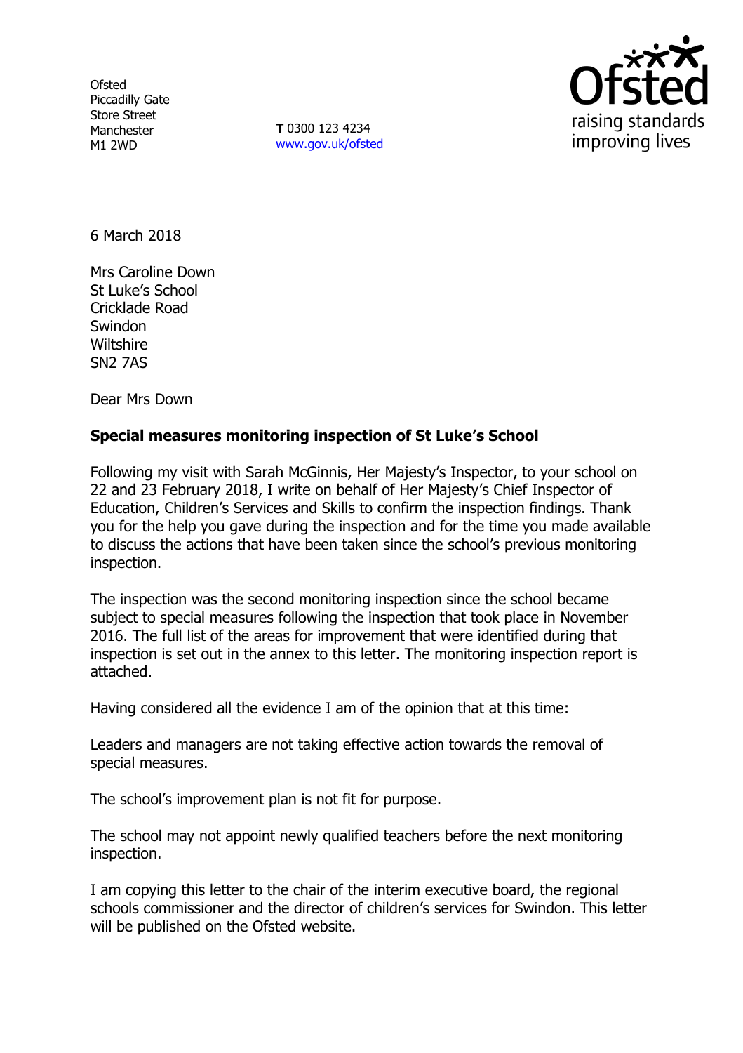Ofsted
Piccadilly Gate
Store Street
Manchester
M1 2WD

**T** 0300 123 4234
www.gov.uk/ofsted

6 March 2018

Mrs Caroline Down
St Luke's School
Cricklade Road
Swindon
Wiltshire
SN2 7AS

Dear Mrs Down

**Special measures monitoring inspection of St Luke's School**

Following my visit with Sarah McGinnis, Her Majesty's Inspector, to your school on 22 and 23 February 2018, I write on behalf of Her Majesty's Chief Inspector of Education, Children's Services and Skills to confirm the inspection findings. Thank you for the help you gave during the inspection and for the time you made available to discuss the actions that have been taken since the school's previous monitoring inspection.

The inspection was the second monitoring inspection since the school became subject to special measures following the inspection that took place in November 2016. The full list of the areas for improvement that were identified during that inspection is set out in the annex to this letter. The monitoring inspection report is attached.

Having considered all the evidence I am of the opinion that at this time:

Leaders and managers are not taking effective action towards the removal of special measures.

The school's improvement plan is not fit for purpose.

The school may not appoint newly qualified teachers before the next monitoring inspection.

I am copying this letter to the chair of the interim executive board, the regional schools commissioner and the director of children's services for Swindon. This letter will be published on the Ofsted website.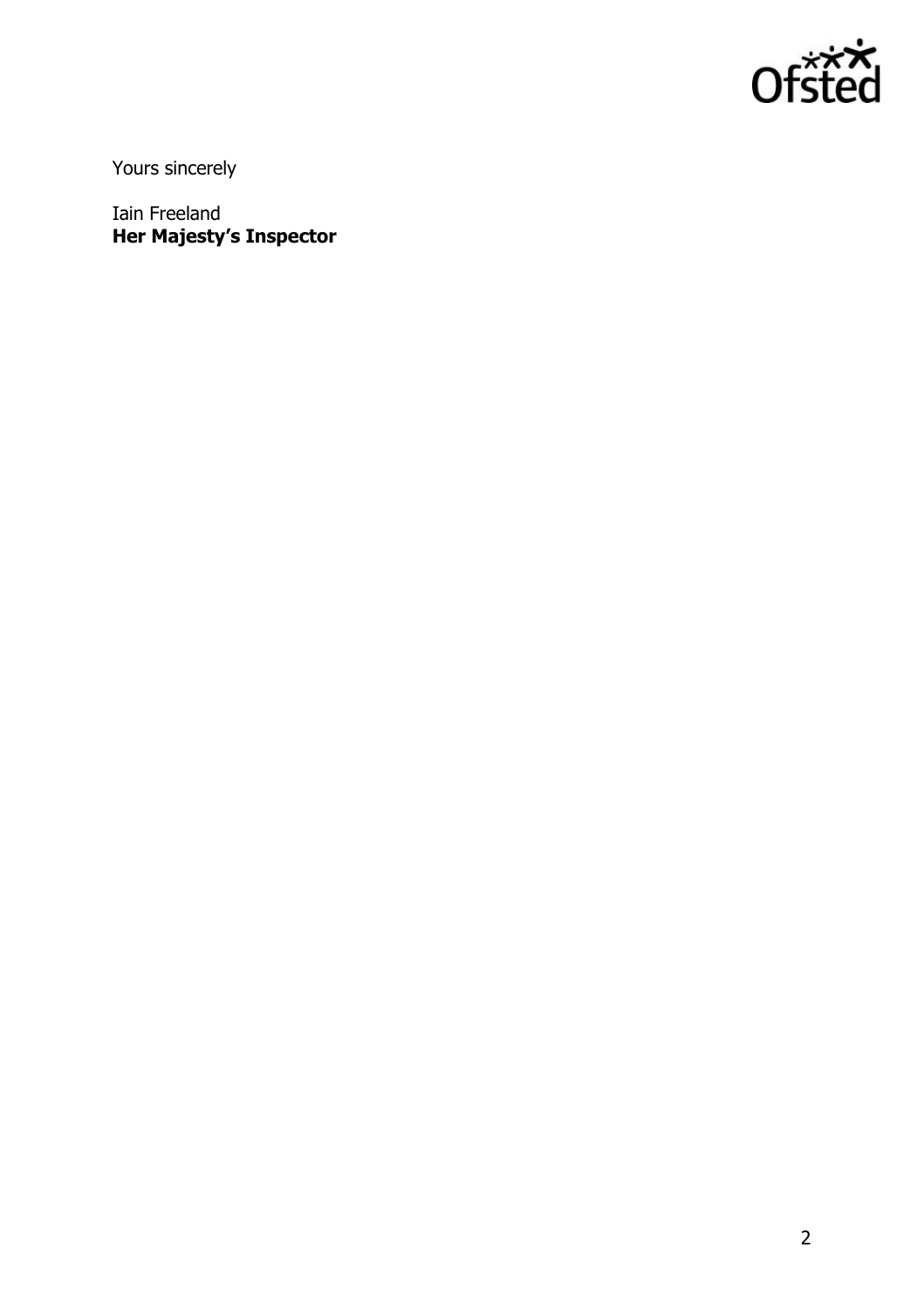Yours sincerely

Iain Freeland
**Her Majesty's Inspector**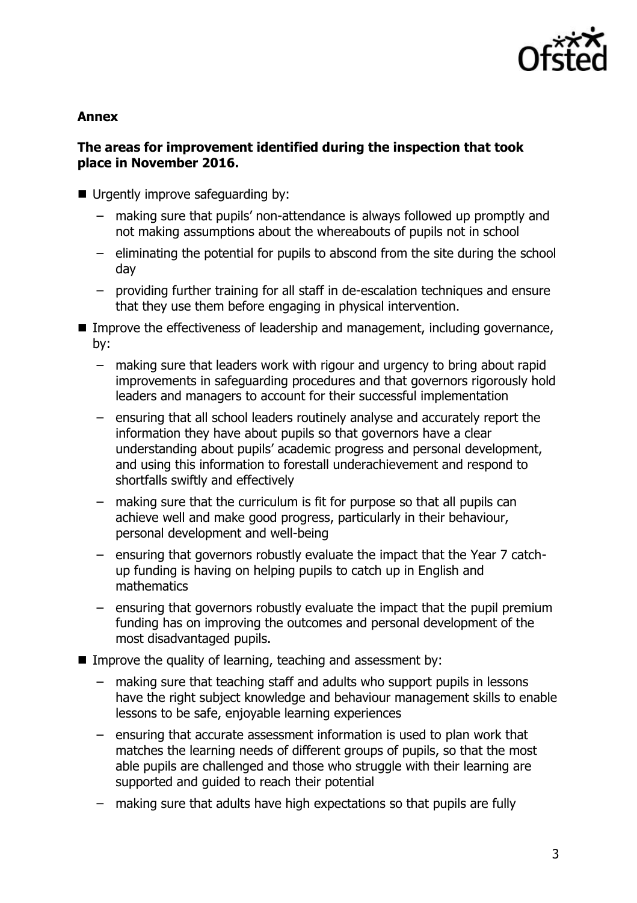**Annex**

**The areas for improvement identified during the inspection that took place in November 2016.**

- Urgently improve safeguarding by:
  - making sure that pupils' non-attendance is always followed up promptly and not making assumptions about the whereabouts of pupils not in school
  - eliminating the potential for pupils to abscond from the site during the school day
  - providing further training for all staff in de-escalation techniques and ensure that they use them before engaging in physical intervention.
- Improve the effectiveness of leadership and management, including governance, by:
  - making sure that leaders work with rigour and urgency to bring about rapid improvements in safeguarding procedures and that governors rigorously hold leaders and managers to account for their successful implementation
  - ensuring that all school leaders routinely analyse and accurately report the information they have about pupils so that governors have a clear understanding about pupils' academic progress and personal development, and using this information to forestall underachievement and respond to shortfalls swiftly and effectively
  - making sure that the curriculum is fit for purpose so that all pupils can achieve well and make good progress, particularly in their behaviour, personal development and well-being
  - ensuring that governors robustly evaluate the impact that the Year 7 catch-up funding is having on helping pupils to catch up in English and mathematics
  - ensuring that governors robustly evaluate the impact that the pupil premium funding has on improving the outcomes and personal development of the most disadvantaged pupils.
- Improve the quality of learning, teaching and assessment by:
  - making sure that teaching staff and adults who support pupils in lessons have the right subject knowledge and behaviour management skills to enable lessons to be safe, enjoyable learning experiences
  - ensuring that accurate assessment information is used to plan work that matches the learning needs of different groups of pupils, so that the most able pupils are challenged and those who struggle with their learning are supported and guided to reach their potential
  - making sure that adults have high expectations so that pupils are fully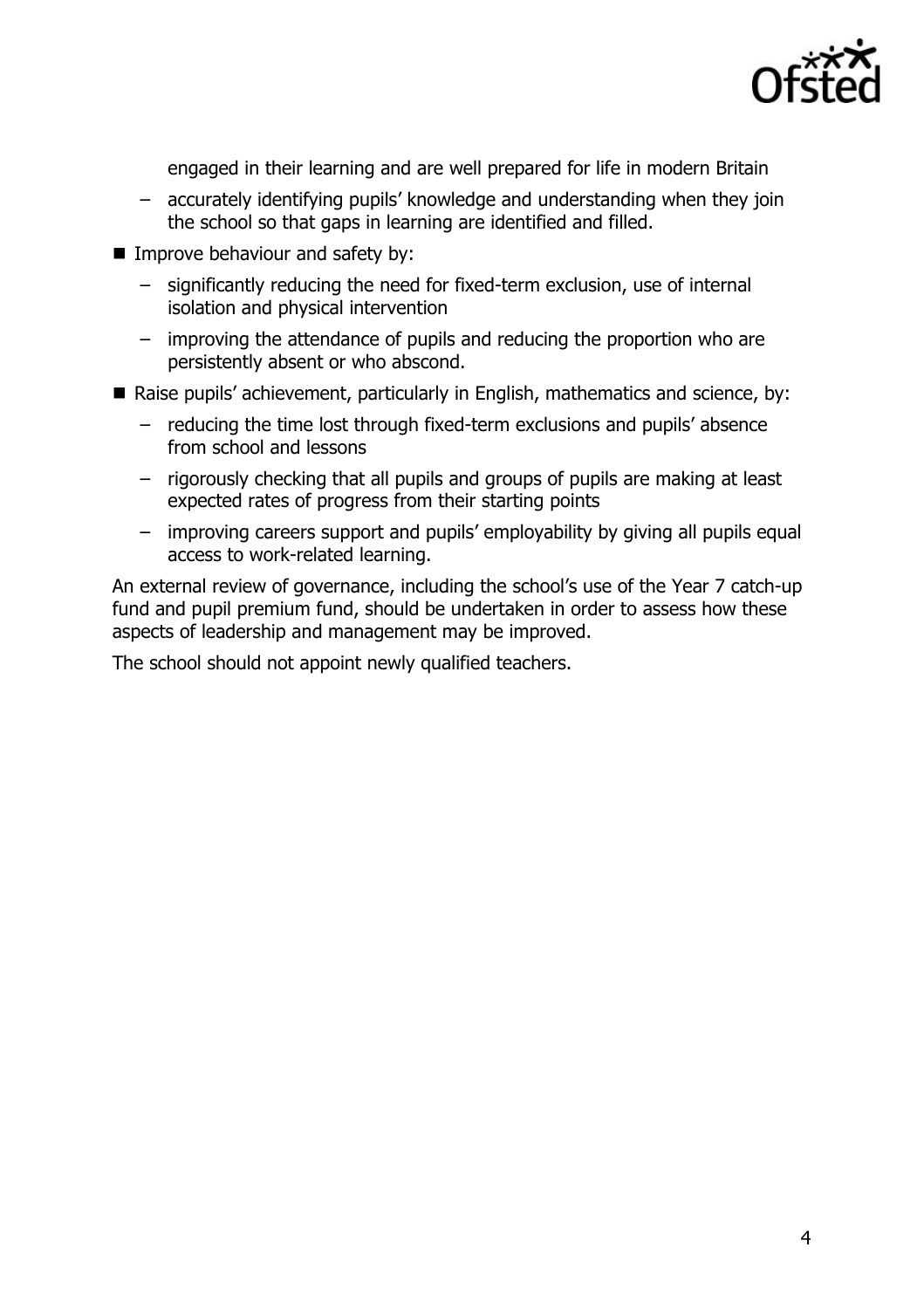engaged in their learning and are well prepared for life in modern Britain

  - accurately identifying pupils' knowledge and understanding when they join the school so that gaps in learning are identified and filled.

- Improve behaviour and safety by:
  - significantly reducing the need for fixed-term exclusion, use of internal isolation and physical intervention
  - improving the attendance of pupils and reducing the proportion who are persistently absent or who abscond.
- Raise pupils' achievement, particularly in English, mathematics and science, by:
  - reducing the time lost through fixed-term exclusions and pupils' absence from school and lessons
  - rigorously checking that all pupils and groups of pupils are making at least expected rates of progress from their starting points
  - improving careers support and pupils' employability by giving all pupils equal access to work-related learning.

An external review of governance, including the school's use of the Year 7 catch-up fund and pupil premium fund, should be undertaken in order to assess how these aspects of leadership and management may be improved.

The school should not appoint newly qualified teachers.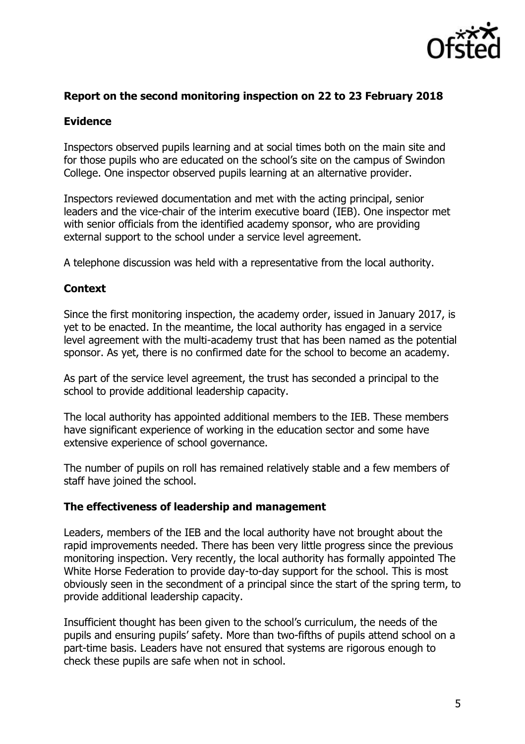## Report on the second monitoring inspection on 22 to 23 February 2018

### Evidence

Inspectors observed pupils learning and at social times both on the main site and for those pupils who are educated on the school's site on the campus of Swindon College. One inspector observed pupils learning at an alternative provider.

Inspectors reviewed documentation and met with the acting principal, senior leaders and the vice-chair of the interim executive board (IEB). One inspector met with senior officials from the identified academy sponsor, who are providing external support to the school under a service level agreement.

A telephone discussion was held with a representative from the local authority.

### Context

Since the first monitoring inspection, the academy order, issued in January 2017, is yet to be enacted. In the meantime, the local authority has engaged in a service level agreement with the multi-academy trust that has been named as the potential sponsor. As yet, there is no confirmed date for the school to become an academy.

As part of the service level agreement, the trust has seconded a principal to the school to provide additional leadership capacity.

The local authority has appointed additional members to the IEB. These members have significant experience of working in the education sector and some have extensive experience of school governance.

The number of pupils on roll has remained relatively stable and a few members of staff have joined the school.

### The effectiveness of leadership and management

Leaders, members of the IEB and the local authority have not brought about the rapid improvements needed. There has been very little progress since the previous monitoring inspection. Very recently, the local authority has formally appointed The White Horse Federation to provide day-to-day support for the school. This is most obviously seen in the secondment of a principal since the start of the spring term, to provide additional leadership capacity.

Insufficient thought has been given to the school's curriculum, the needs of the pupils and ensuring pupils' safety. More than two-fifths of pupils attend school on a part-time basis. Leaders have not ensured that systems are rigorous enough to check these pupils are safe when not in school.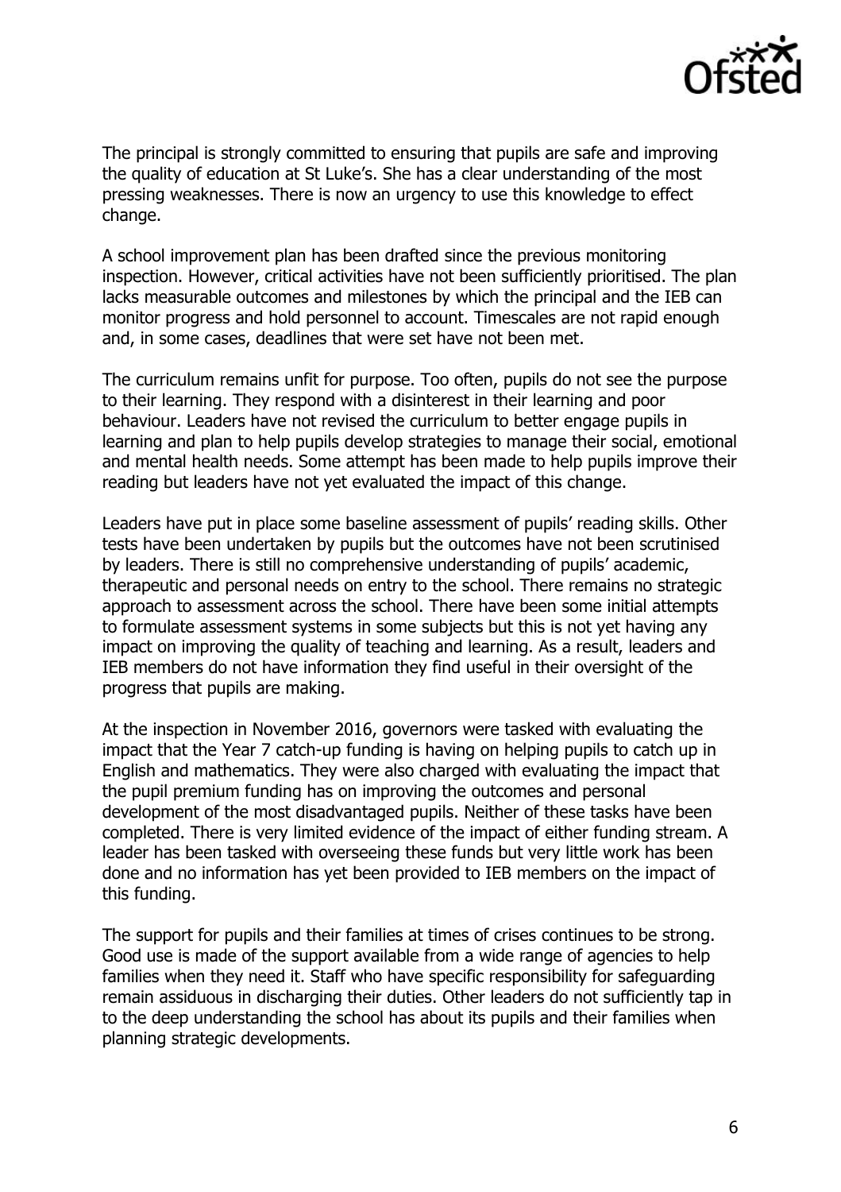The principal is strongly committed to ensuring that pupils are safe and improving the quality of education at St Luke's. She has a clear understanding of the most pressing weaknesses. There is now an urgency to use this knowledge to effect change.

A school improvement plan has been drafted since the previous monitoring inspection. However, critical activities have not been sufficiently prioritised. The plan lacks measurable outcomes and milestones by which the principal and the IEB can monitor progress and hold personnel to account. Timescales are not rapid enough and, in some cases, deadlines that were set have not been met.

The curriculum remains unfit for purpose. Too often, pupils do not see the purpose to their learning. They respond with a disinterest in their learning and poor behaviour. Leaders have not revised the curriculum to better engage pupils in learning and plan to help pupils develop strategies to manage their social, emotional and mental health needs. Some attempt has been made to help pupils improve their reading but leaders have not yet evaluated the impact of this change.

Leaders have put in place some baseline assessment of pupils' reading skills. Other tests have been undertaken by pupils but the outcomes have not been scrutinised by leaders. There is still no comprehensive understanding of pupils' academic, therapeutic and personal needs on entry to the school. There remains no strategic approach to assessment across the school. There have been some initial attempts to formulate assessment systems in some subjects but this is not yet having any impact on improving the quality of teaching and learning. As a result, leaders and IEB members do not have information they find useful in their oversight of the progress that pupils are making.

At the inspection in November 2016, governors were tasked with evaluating the impact that the Year 7 catch-up funding is having on helping pupils to catch up in English and mathematics. They were also charged with evaluating the impact that the pupil premium funding has on improving the outcomes and personal development of the most disadvantaged pupils. Neither of these tasks have been completed. There is very limited evidence of the impact of either funding stream. A leader has been tasked with overseeing these funds but very little work has been done and no information has yet been provided to IEB members on the impact of this funding.

The support for pupils and their families at times of crises continues to be strong. Good use is made of the support available from a wide range of agencies to help families when they need it. Staff who have specific responsibility for safeguarding remain assiduous in discharging their duties. Other leaders do not sufficiently tap in to the deep understanding the school has about its pupils and their families when planning strategic developments.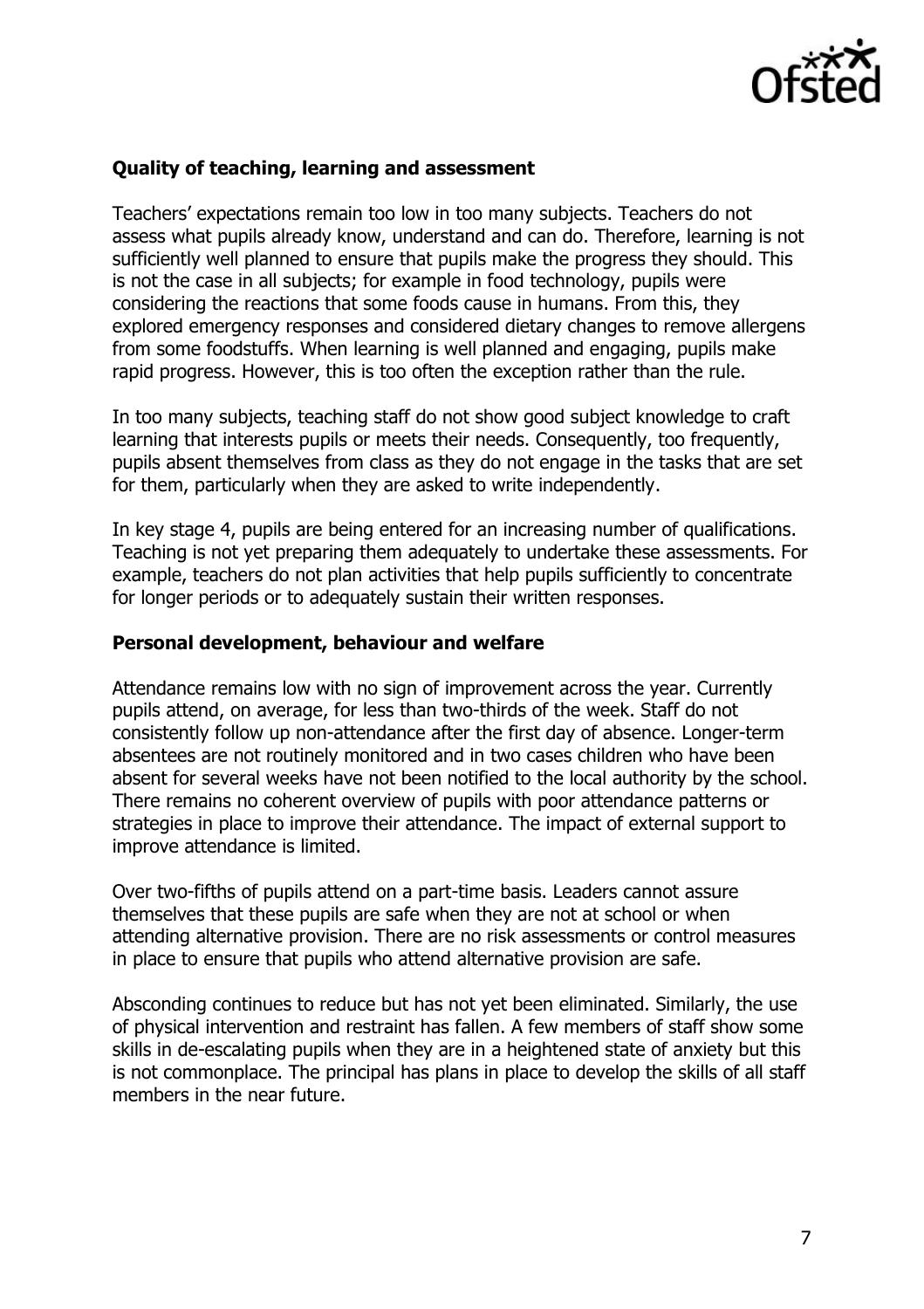### Quality of teaching, learning and assessment

Teachers' expectations remain too low in too many subjects. Teachers do not assess what pupils already know, understand and can do. Therefore, learning is not sufficiently well planned to ensure that pupils make the progress they should. This is not the case in all subjects; for example in food technology, pupils were considering the reactions that some foods cause in humans. From this, they explored emergency responses and considered dietary changes to remove allergens from some foodstuffs. When learning is well planned and engaging, pupils make rapid progress. However, this is too often the exception rather than the rule.

In too many subjects, teaching staff do not show good subject knowledge to craft learning that interests pupils or meets their needs. Consequently, too frequently, pupils absent themselves from class as they do not engage in the tasks that are set for them, particularly when they are asked to write independently.

In key stage 4, pupils are being entered for an increasing number of qualifications. Teaching is not yet preparing them adequately to undertake these assessments. For example, teachers do not plan activities that help pupils sufficiently to concentrate for longer periods or to adequately sustain their written responses.

### Personal development, behaviour and welfare

Attendance remains low with no sign of improvement across the year. Currently pupils attend, on average, for less than two-thirds of the week. Staff do not consistently follow up non-attendance after the first day of absence. Longer-term absentees are not routinely monitored and in two cases children who have been absent for several weeks have not been notified to the local authority by the school. There remains no coherent overview of pupils with poor attendance patterns or strategies in place to improve their attendance. The impact of external support to improve attendance is limited.

Over two-fifths of pupils attend on a part-time basis. Leaders cannot assure themselves that these pupils are safe when they are not at school or when attending alternative provision. There are no risk assessments or control measures in place to ensure that pupils who attend alternative provision are safe.

Absconding continues to reduce but has not yet been eliminated. Similarly, the use of physical intervention and restraint has fallen. A few members of staff show some skills in de-escalating pupils when they are in a heightened state of anxiety but this is not commonplace. The principal has plans in place to develop the skills of all staff members in the near future.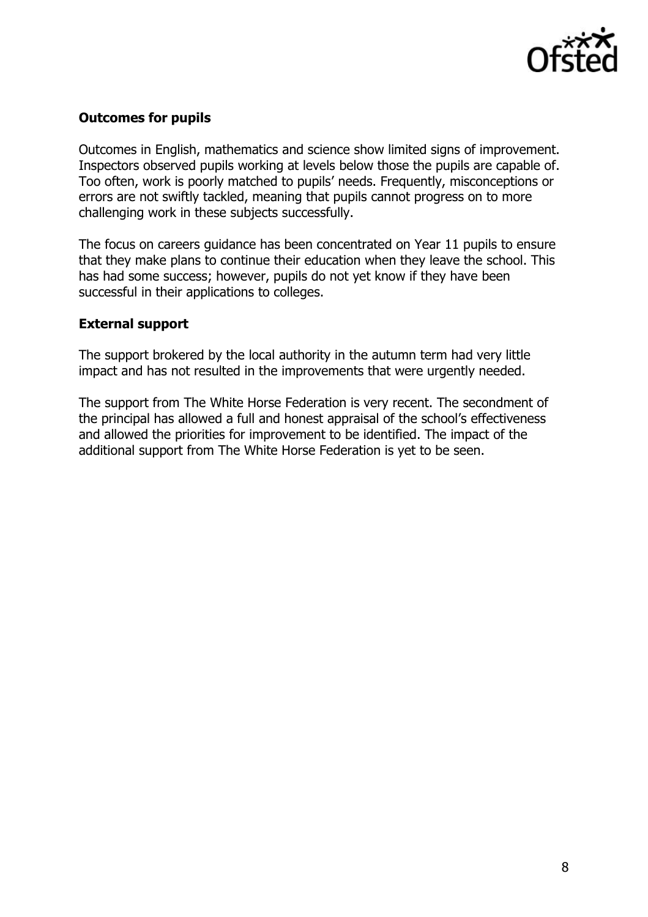### Outcomes for pupils

Outcomes in English, mathematics and science show limited signs of improvement. Inspectors observed pupils working at levels below those the pupils are capable of. Too often, work is poorly matched to pupils' needs. Frequently, misconceptions or errors are not swiftly tackled, meaning that pupils cannot progress on to more challenging work in these subjects successfully.

The focus on careers guidance has been concentrated on Year 11 pupils to ensure that they make plans to continue their education when they leave the school. This has had some success; however, pupils do not yet know if they have been successful in their applications to colleges.

### External support

The support brokered by the local authority in the autumn term had very little impact and has not resulted in the improvements that were urgently needed.

The support from The White Horse Federation is very recent. The secondment of the principal has allowed a full and honest appraisal of the school's effectiveness and allowed the priorities for improvement to be identified. The impact of the additional support from The White Horse Federation is yet to be seen.